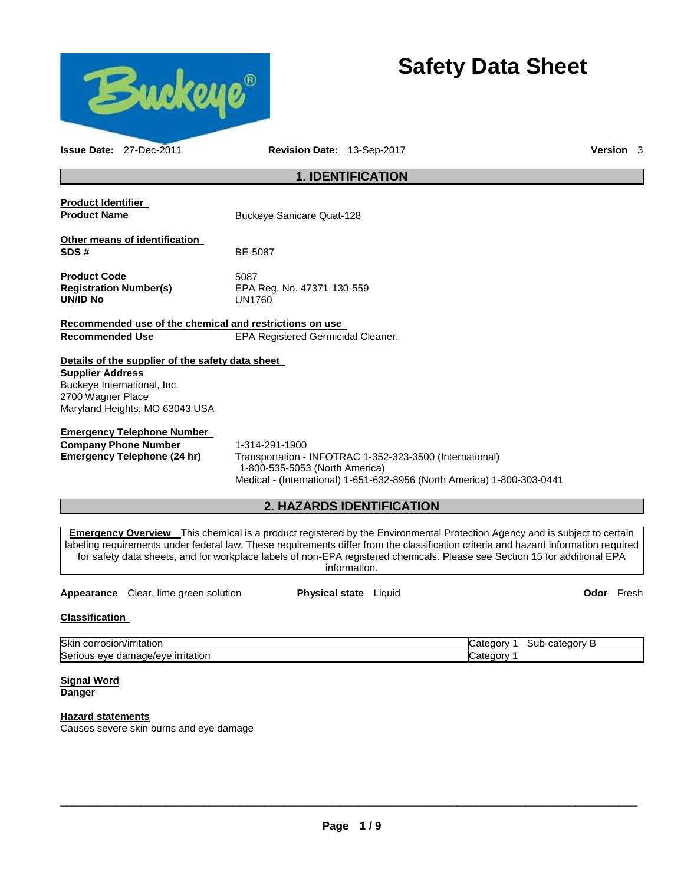# Safety Data Sheet

**Issue Date:** 27-Dec-2011 **Revision Date:** 13-Sep-2017 **Version** 3

## 1. IDENTIFICATION

**Product Identifier**

**Product Name** Buckeye Sanicare Quat-128

**Other means of identification**

**SDS #** BE-5087

**Product Code** 5087
**Registration Number(s)** EPA Reg. No. 47371-130-559
**UN/ID No** UN1760

**Recommended use of the chemical and restrictions on use**

**Recommended Use** EPA Registered Germicidal Cleaner.

**Details of the supplier of the safety data sheet**

**Supplier Address**
Buckeye International, Inc.
2700 Wagner Place
Maryland Heights, MO 63043 USA

**Emergency Telephone Number**

**Company Phone Number** 1-314-291-1900
**Emergency Telephone (24 hr)** Transportation - INFOTRAC 1-352-323-3500 (International)
1-800-535-5053 (North America)
Medical - (International) 1-651-632-8956 (North America) 1-800-303-0441

## 2. HAZARDS IDENTIFICATION

**Emergency Overview** This chemical is a product registered by the Environmental Protection Agency and is subject to certain labeling requirements under federal law. These requirements differ from the classification criteria and hazard information required for safety data sheets, and for workplace labels of non-EPA registered chemicals. Please see Section 15 for additional EPA information.

**Appearance** Clear, lime green solution **Physical state** Liquid **Odor** Fresh

**Classification**

| | |
|---|---|
| Skin corrosion/irritation | Category 1 Sub-category B |
| Serious eye damage/eye irritation | Category 1 |

**Signal Word**
**Danger**

**Hazard statements**
Causes severe skin burns and eye damage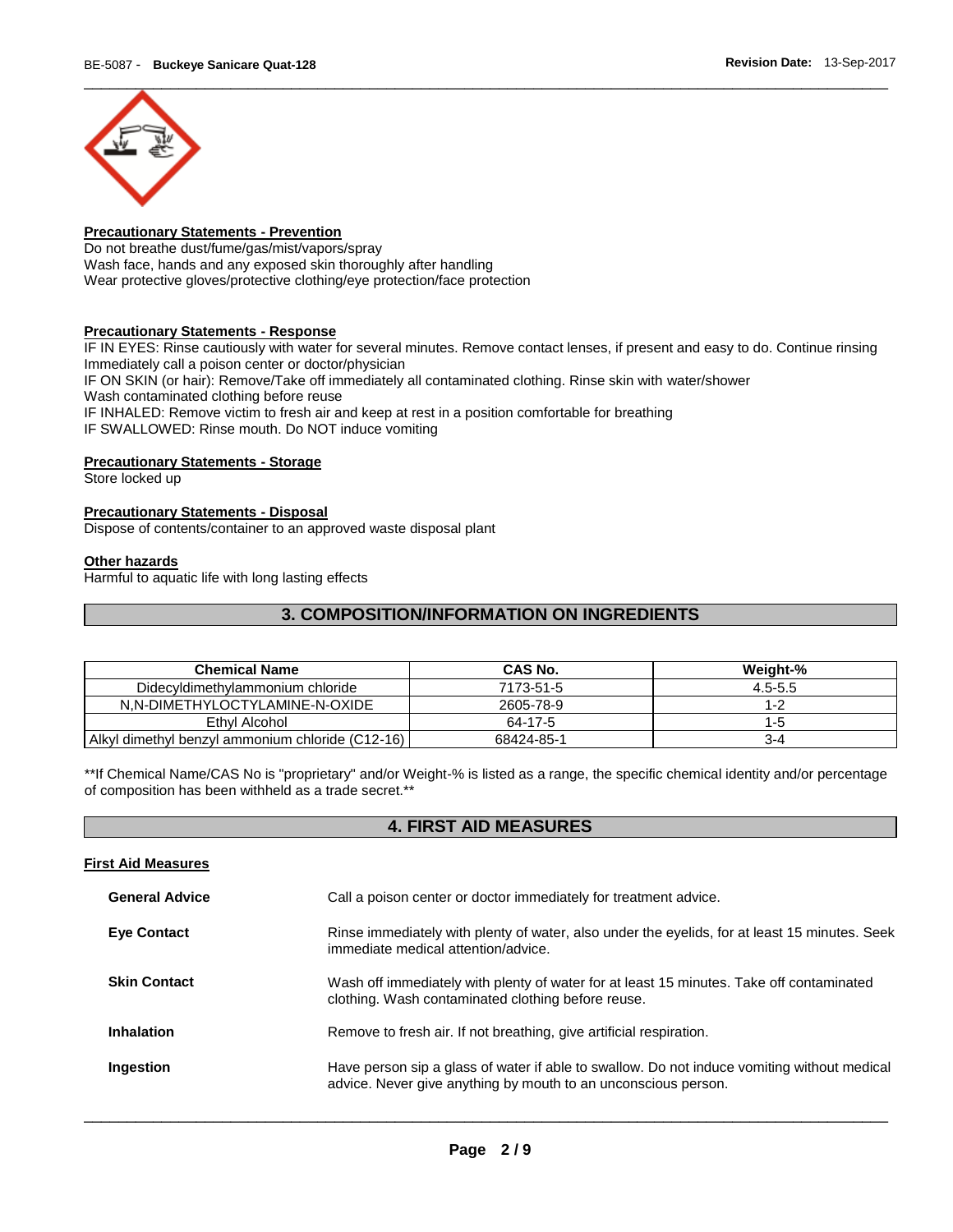**Precautionary Statements - Prevention**

Do not breathe dust/fume/gas/mist/vapors/spray
Wash face, hands and any exposed skin thoroughly after handling
Wear protective gloves/protective clothing/eye protection/face protection

**Precautionary Statements - Response**

IF IN EYES: Rinse cautiously with water for several minutes. Remove contact lenses, if present and easy to do. Continue rinsing
Immediately call a poison center or doctor/physician
IF ON SKIN (or hair): Remove/Take off immediately all contaminated clothing. Rinse skin with water/shower
Wash contaminated clothing before reuse
IF INHALED: Remove victim to fresh air and keep at rest in a position comfortable for breathing
IF SWALLOWED: Rinse mouth. Do NOT induce vomiting

**Precautionary Statements - Storage**

Store locked up

**Precautionary Statements - Disposal**

Dispose of contents/container to an approved waste disposal plant

**Other hazards**

Harmful to aquatic life with long lasting effects

## 3. COMPOSITION/INFORMATION ON INGREDIENTS

| Chemical Name | CAS No. | Weight-% |
|---|---|---|
| Didecyldimethylammonium chloride | 7173-51-5 | 4.5-5.5 |
| N,N-DIMETHYLOCTYLAMINE-N-OXIDE | 2605-78-9 | 1-2 |
| Ethyl Alcohol | 64-17-5 | 1-5 |
| Alkyl dimethyl benzyl ammonium chloride (C12-16) | 68424-85-1 | 3-4 |

**If Chemical Name/CAS No is "proprietary" and/or Weight-% is listed as a range, the specific chemical identity and/or percentage of composition has been withheld as a trade secret.**

## 4. FIRST AID MEASURES

**First Aid Measures**

**General Advice** Call a poison center or doctor immediately for treatment advice.

**Eye Contact** Rinse immediately with plenty of water, also under the eyelids, for at least 15 minutes. Seek immediate medical attention/advice.

**Skin Contact** Wash off immediately with plenty of water for at least 15 minutes. Take off contaminated clothing. Wash contaminated clothing before reuse.

**Inhalation** Remove to fresh air. If not breathing, give artificial respiration.

**Ingestion** Have person sip a glass of water if able to swallow. Do not induce vomiting without medical advice. Never give anything by mouth to an unconscious person.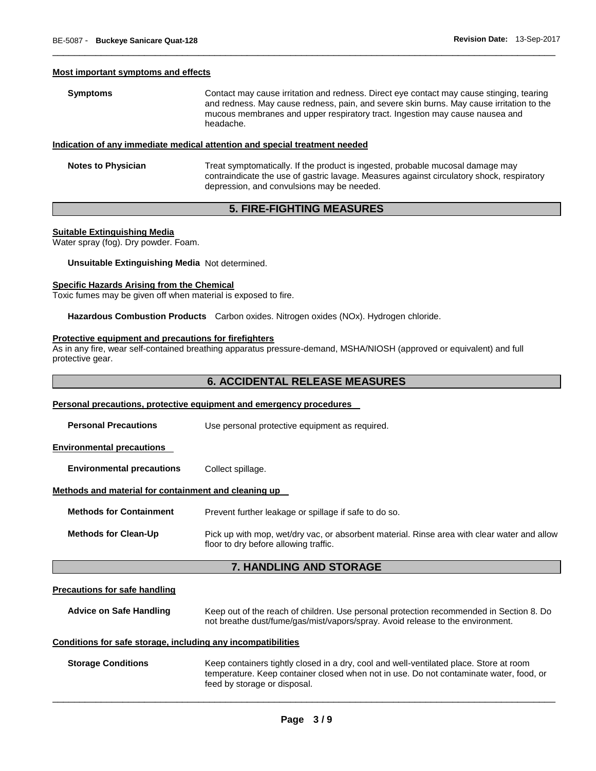**Most important symptoms and effects**

| | |
|---|---|
| **Symptoms** | Contact may cause irritation and redness. Direct eye contact may cause stinging, tearing and redness. May cause redness, pain, and severe skin burns. May cause irritation to the mucous membranes and upper respiratory tract. Ingestion may cause nausea and headache. |

**Indication of any immediate medical attention and special treatment needed**

| | |
|---|---|
| **Notes to Physician** | Treat symptomatically. If the product is ingested, probable mucosal damage may contraindicate the use of gastric lavage. Measures against circulatory shock, respiratory depression, and convulsions may be needed. |

## 5. FIRE-FIGHTING MEASURES

**Suitable Extinguishing Media**

Water spray (fog). Dry powder. Foam.

**Unsuitable Extinguishing Media** Not determined.

**Specific Hazards Arising from the Chemical**

Toxic fumes may be given off when material is exposed to fire.

**Hazardous Combustion Products** Carbon oxides. Nitrogen oxides (NOx). Hydrogen chloride.

**Protective equipment and precautions for firefighters**

As in any fire, wear self-contained breathing apparatus pressure-demand, MSHA/NIOSH (approved or equivalent) and full protective gear.

## 6. ACCIDENTAL RELEASE MEASURES

**Personal precautions, protective equipment and emergency procedures**

| | |
|---|---|
| **Personal Precautions** | Use personal protective equipment as required. |

**Environmental precautions**

| | |
|---|---|
| **Environmental precautions** | Collect spillage. |

**Methods and material for containment and cleaning up**

| | |
|---|---|
| **Methods for Containment** | Prevent further leakage or spillage if safe to do so. |
| **Methods for Clean-Up** | Pick up with mop, wet/dry vac, or absorbent material. Rinse area with clear water and allow floor to dry before allowing traffic. |

## 7. HANDLING AND STORAGE

**Precautions for safe handling**

| | |
|---|---|
| **Advice on Safe Handling** | Keep out of the reach of children. Use personal protection recommended in Section 8. Do not breathe dust/fume/gas/mist/vapors/spray. Avoid release to the environment. |

**Conditions for safe storage, including any incompatibilities**

| | |
|---|---|
| **Storage Conditions** | Keep containers tightly closed in a dry, cool and well-ventilated place. Store at room temperature. Keep container closed when not in use. Do not contaminate water, food, or feed by storage or disposal. |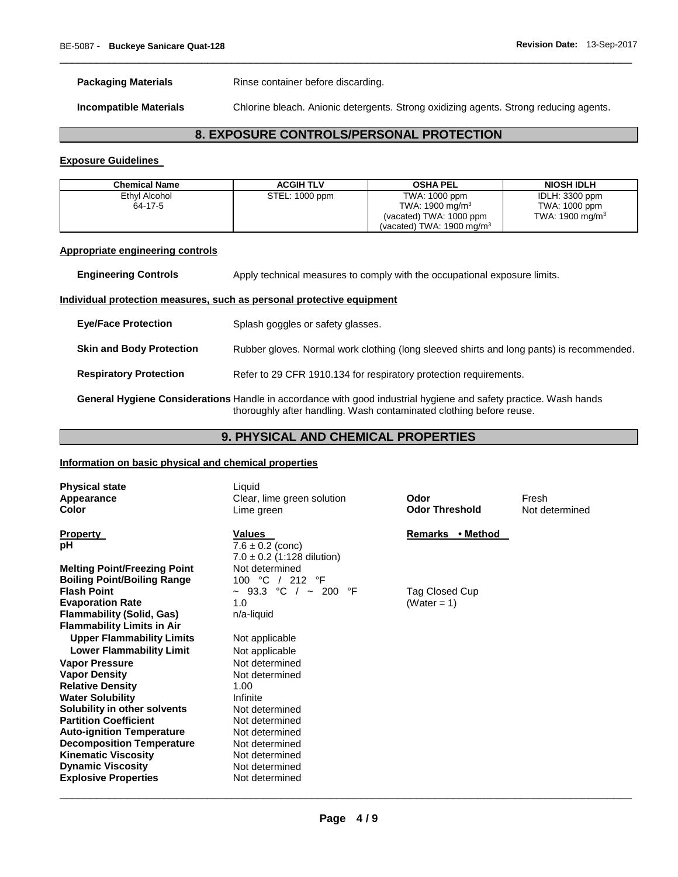**Packaging Materials** Rinse container before discarding.

**Incompatible Materials** Chlorine bleach. Anionic detergents. Strong oxidizing agents. Strong reducing agents.

## 8. EXPOSURE CONTROLS/PERSONAL PROTECTION

### Exposure Guidelines

| Chemical Name | ACGIH TLV | OSHA PEL | NIOSH IDLH |
|---|---|---|---|
| Ethyl Alcohol<br>64-17-5 | STEL: 1000 ppm | TWA: 1000 ppm<br>TWA: 1900 mg/m$^3$<br>(vacated) TWA: 1000 ppm<br>(vacated) TWA: 1900 mg/m$^3$ | IDLH: 3300 ppm<br>TWA: 1000 ppm<br>TWA: 1900 mg/m$^3$ |

### Appropriate engineering controls

**Engineering Controls** Apply technical measures to comply with the occupational exposure limits.

### Individual protection measures, such as personal protective equipment

**Eye/Face Protection** Splash goggles or safety glasses.

**Skin and Body Protection** Rubber gloves. Normal work clothing (long sleeved shirts and long pants) is recommended.

**Respiratory Protection** Refer to 29 CFR 1910.134 for respiratory protection requirements.

**General Hygiene Considerations** Handle in accordance with good industrial hygiene and safety practice. Wash hands thoroughly after handling. Wash contaminated clothing before reuse.

## 9. PHYSICAL AND CHEMICAL PROPERTIES

### Information on basic physical and chemical properties

**Physical state** Liquid
**Appearance** Clear, lime green solution
**Color** Lime green
**Odor** Fresh
**Odor Threshold** Not determined

| Property | Values | Remarks • Method |
|---|---|---|
| **pH** | 7.6 ± 0.2 (conc)<br>7.0 ± 0.2 (1:128 dilution) | |
| **Melting Point/Freezing Point** | Not determined | |
| **Boiling Point/Boiling Range** | 100 °C / 212 °F | |
| **Flash Point** | ~ 93.3 °C / ~ 200 °F | Tag Closed Cup |
| **Evaporation Rate** | 1.0 | (Water = 1) |
| **Flammability (Solid, Gas)** | n/a-liquid | |
| **Flammability Limits in Air** | | |
| **Upper Flammability Limits** | Not applicable | |
| **Lower Flammability Limit** | Not applicable | |
| **Vapor Pressure** | Not determined | |
| **Vapor Density** | Not determined | |
| **Relative Density** | 1.00 | |
| **Water Solubility** | Infinite | |
| **Solubility in other solvents** | Not determined | |
| **Partition Coefficient** | Not determined | |
| **Auto-ignition Temperature** | Not determined | |
| **Decomposition Temperature** | Not determined | |
| **Kinematic Viscosity** | Not determined | |
| **Dynamic Viscosity** | Not determined | |
| **Explosive Properties** | Not determined | |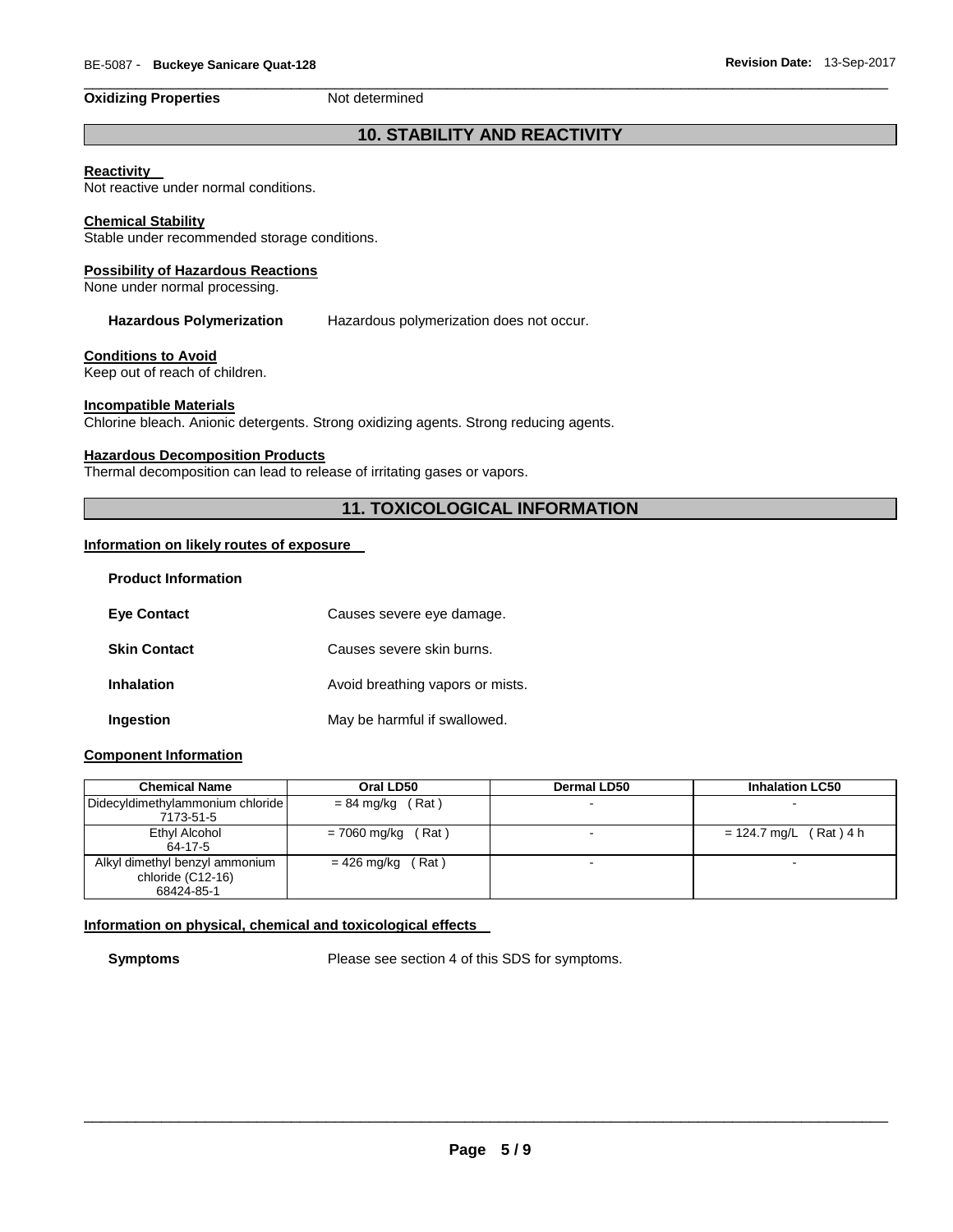**Oxidizing Properties** Not determined

## 10. STABILITY AND REACTIVITY

**Reactivity**
Not reactive under normal conditions.

**Chemical Stability**
Stable under recommended storage conditions.

**Possibility of Hazardous Reactions**
None under normal processing.

**Hazardous Polymerization** Hazardous polymerization does not occur.

**Conditions to Avoid**
Keep out of reach of children.

**Incompatible Materials**
Chlorine bleach. Anionic detergents. Strong oxidizing agents. Strong reducing agents.

**Hazardous Decomposition Products**
Thermal decomposition can lead to release of irritating gases or vapors.

## 11. TOXICOLOGICAL INFORMATION

**Information on likely routes of exposure**

**Product Information**

**Eye Contact** Causes severe eye damage.

**Skin Contact** Causes severe skin burns.

**Inhalation** Avoid breathing vapors or mists.

**Ingestion** May be harmful if swallowed.

**Component Information**

| Chemical Name | Oral LD50 | Dermal LD50 | Inhalation LC50 |
|---|---|---|---|
| Didecyldimethylammonium chloride 7173-51-5 | = 84 mg/kg ( Rat ) | - | - |
| Ethyl Alcohol 64-17-5 | = 7060 mg/kg ( Rat ) | - | = 124.7 mg/L ( Rat ) 4 h |
| Alkyl dimethyl benzyl ammonium chloride (C12-16) 68424-85-1 | = 426 mg/kg ( Rat ) | - | - |

**Information on physical, chemical and toxicological effects**

**Symptoms** Please see section 4 of this SDS for symptoms.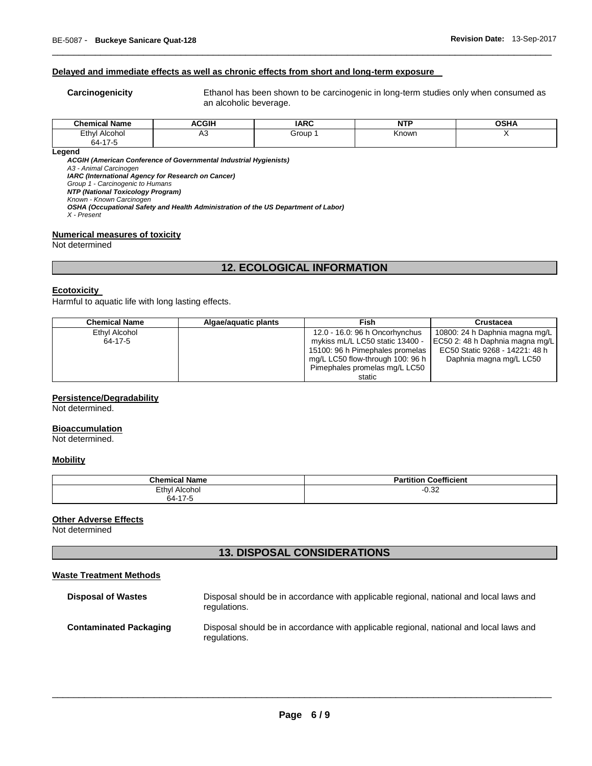#### Delayed and immediate effects as well as chronic effects from short and long-term exposure

**Carcinogenicity** Ethanol has been shown to be carcinogenic in long-term studies only when consumed as an alcoholic beverage.

| Chemical Name | ACGIH | IARC | NTP | OSHA |
|---|---|---|---|---|
| Ethyl Alcohol 64-17-5 | A3 | Group 1 | Known | X |

**Legend**

***ACGIH (American Conference of Governmental Industrial Hygienists)***
*A3 - Animal Carcinogen*
***IARC (International Agency for Research on Cancer)***
*Group 1 - Carcinogenic to Humans*
***NTP (National Toxicology Program)***
*Known - Known Carcinogen*
***OSHA (Occupational Safety and Health Administration of the US Department of Labor)***
*X - Present*

#### Numerical measures of toxicity

Not determined

## 12. ECOLOGICAL INFORMATION

#### Ecotoxicity

Harmful to aquatic life with long lasting effects.

| Chemical Name | Algae/aquatic plants | Fish | Crustacea |
|---|---|---|---|
| Ethyl Alcohol 64-17-5 | | 12.0 - 16.0: 96 h Oncorhynchus mykiss mL/L LC50 static 13400 - 15100: 96 h Pimephales promelas mg/L LC50 flow-through 100: 96 h Pimephales promelas mg/L LC50 static | 10800: 24 h Daphnia magna mg/L EC50 2: 48 h Daphnia magna mg/L EC50 Static 9268 - 14221: 48 h Daphnia magna mg/L LC50 |

#### Persistence/Degradability

Not determined.

#### Bioaccumulation

Not determined.

#### Mobility

| Chemical Name | Partition Coefficient |
|---|---|
| Ethyl Alcohol 64-17-5 | -0.32 |

#### Other Adverse Effects

Not determined

## 13. DISPOSAL CONSIDERATIONS

#### Waste Treatment Methods

**Disposal of Wastes** Disposal should be in accordance with applicable regional, national and local laws and regulations.

**Contaminated Packaging** Disposal should be in accordance with applicable regional, national and local laws and regulations.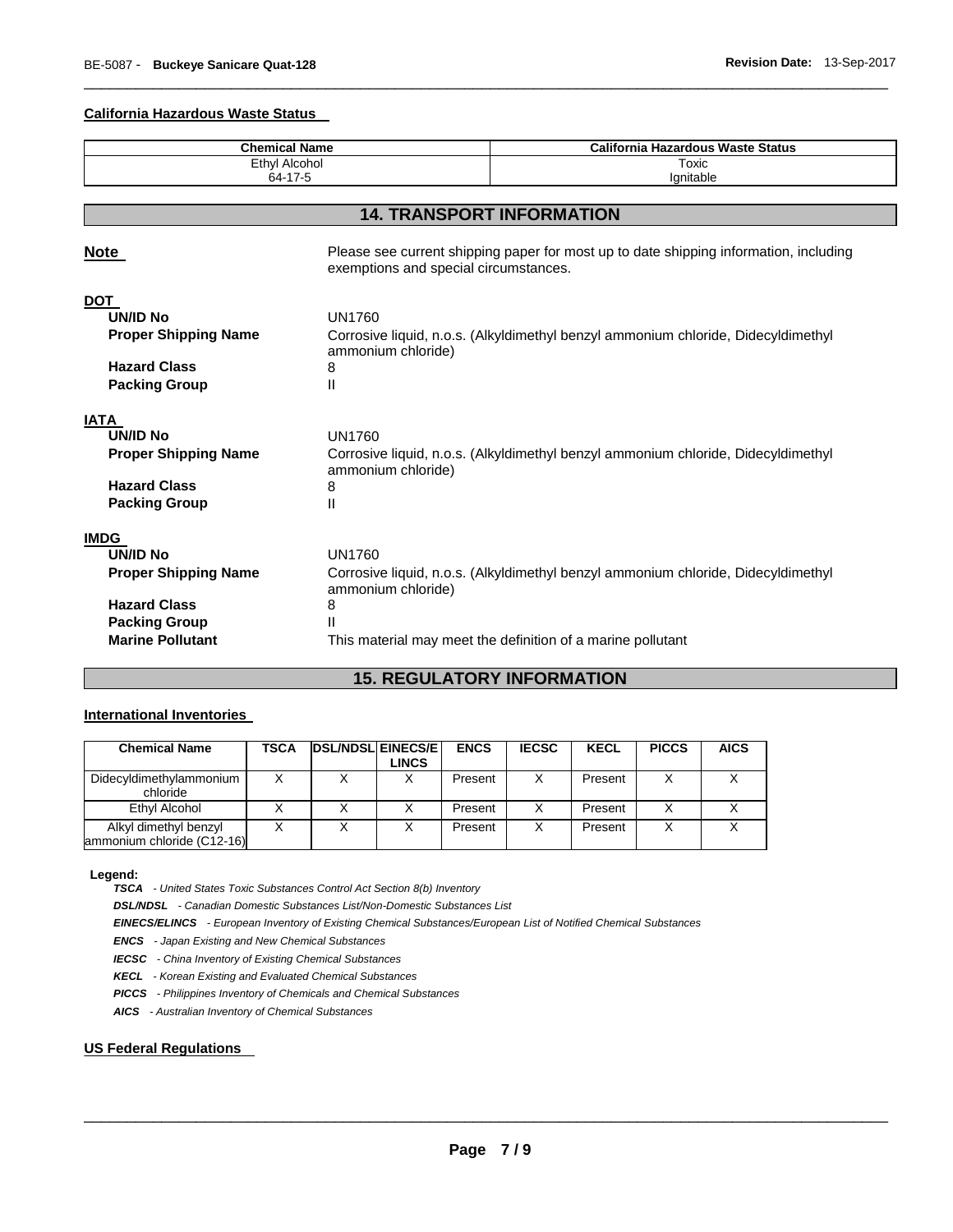#### California Hazardous Waste Status

| Chemical Name | California Hazardous Waste Status |
| --- | --- |
| Ethyl Alcohol<br>64-17-5 | Toxic<br>Ignitable |

## 14. TRANSPORT INFORMATION

**Note** Please see current shipping paper for most up to date shipping information, including exemptions and special circumstances.

**DOT**

| | |
| --- | --- |
| **UN/ID No** | UN1760 |
| **Proper Shipping Name** | Corrosive liquid, n.o.s. (Alkyldimethyl benzyl ammonium chloride, Didecyldimethyl ammonium chloride) |
| **Hazard Class** | 8 |
| **Packing Group** | II |

**IATA**

| | |
| --- | --- |
| **UN/ID No** | UN1760 |
| **Proper Shipping Name** | Corrosive liquid, n.o.s. (Alkyldimethyl benzyl ammonium chloride, Didecyldimethyl ammonium chloride) |
| **Hazard Class** | 8 |
| **Packing Group** | II |

**IMDG**

| | |
| --- | --- |
| **UN/ID No** | UN1760 |
| **Proper Shipping Name** | Corrosive liquid, n.o.s. (Alkyldimethyl benzyl ammonium chloride, Didecyldimethyl ammonium chloride) |
| **Hazard Class** | 8 |
| **Packing Group** | II |
| **Marine Pollutant** | This material may meet the definition of a marine pollutant |

## 15. REGULATORY INFORMATION

#### International Inventories

| Chemical Name | TSCA | DSL/NDSL | EINECS/ELINCS | ENCS | IECSC | KECL | PICCS | AICS |
| --- | --- | --- | --- | --- | --- | --- | --- | --- |
| Didecyldimethylammonium chloride | X | X | X | Present | X | Present | X | X |
| Ethyl Alcohol | X | X | X | Present | X | Present | X | X |
| Alkyl dimethyl benzyl ammonium chloride (C12-16) | X | X | X | Present | X | Present | X | X |

**Legend:**

***TSCA*** *- United States Toxic Substances Control Act Section 8(b) Inventory*

***DSL/NDSL*** *- Canadian Domestic Substances List/Non-Domestic Substances List*

***EINECS/ELINCS*** *- European Inventory of Existing Chemical Substances/European List of Notified Chemical Substances*

***ENCS*** *- Japan Existing and New Chemical Substances*

***IECSC*** *- China Inventory of Existing Chemical Substances*

***KECL*** *- Korean Existing and Evaluated Chemical Substances*

***PICCS*** *- Philippines Inventory of Chemicals and Chemical Substances*

***AICS*** *- Australian Inventory of Chemical Substances*

#### US Federal Regulations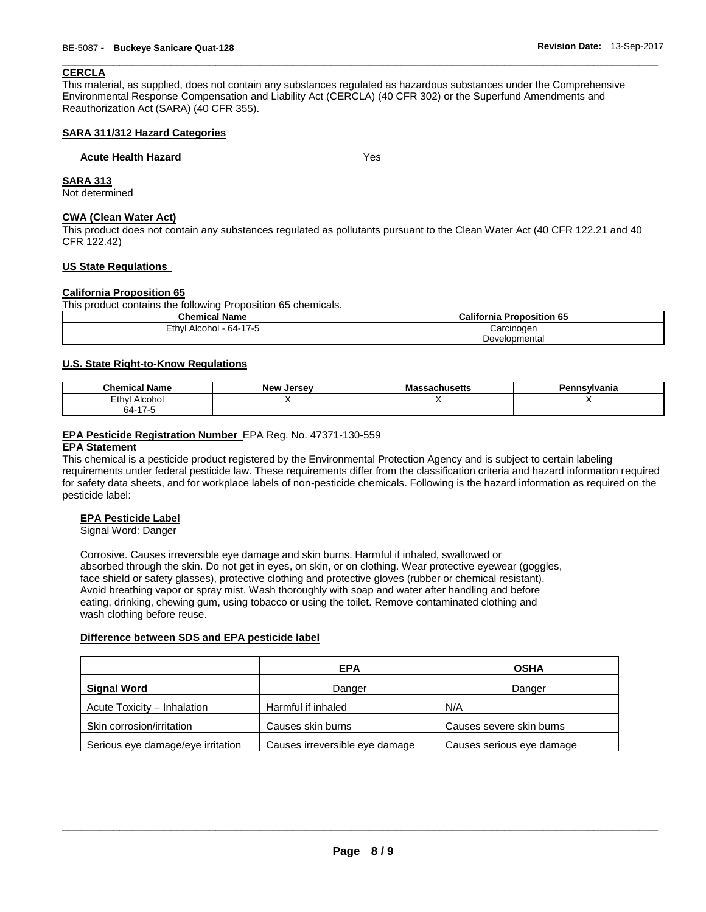### CERCLA

This material, as supplied, does not contain any substances regulated as hazardous substances under the Comprehensive Environmental Response Compensation and Liability Act (CERCLA) (40 CFR 302) or the Superfund Amendments and Reauthorization Act (SARA) (40 CFR 355).

### SARA 311/312 Hazard Categories

**Acute Health Hazard** Yes

### SARA 313

Not determined

### CWA (Clean Water Act)

This product does not contain any substances regulated as pollutants pursuant to the Clean Water Act (40 CFR 122.21 and 40 CFR 122.42)

### US State Regulations

### California Proposition 65

This product contains the following Proposition 65 chemicals.

| Chemical Name | California Proposition 65 |
|---|---|
| Ethyl Alcohol - 64-17-5 | Carcinogen<br>Developmental |

### U.S. State Right-to-Know Regulations

| Chemical Name | New Jersey | Massachusetts | Pennsylvania |
|---|---|---|---|
| Ethyl Alcohol<br>64-17-5 | X | X | X |

**EPA Pesticide Registration Number** EPA Reg. No. 47371-130-559

**EPA Statement**

This chemical is a pesticide product registered by the Environmental Protection Agency and is subject to certain labeling requirements under federal pesticide law. These requirements differ from the classification criteria and hazard information required for safety data sheets, and for workplace labels of non-pesticide chemicals. Following is the hazard information as required on the pesticide label:

**EPA Pesticide Label**

Signal Word: Danger

Corrosive. Causes irreversible eye damage and skin burns. Harmful if inhaled, swallowed or absorbed through the skin. Do not get in eyes, on skin, or on clothing. Wear protective eyewear (goggles, face shield or safety glasses), protective clothing and protective gloves (rubber or chemical resistant). Avoid breathing vapor or spray mist. Wash thoroughly with soap and water after handling and before eating, drinking, chewing gum, using tobacco or using the toilet. Remove contaminated clothing and wash clothing before reuse.

**Difference between SDS and EPA pesticide label**

| | EPA | OSHA |
|---|---|---|
| **Signal Word** | Danger | Danger |
| Acute Toxicity – Inhalation | Harmful if inhaled | N/A |
| Skin corrosion/irritation | Causes skin burns | Causes severe skin burns |
| Serious eye damage/eye irritation | Causes irreversible eye damage | Causes serious eye damage |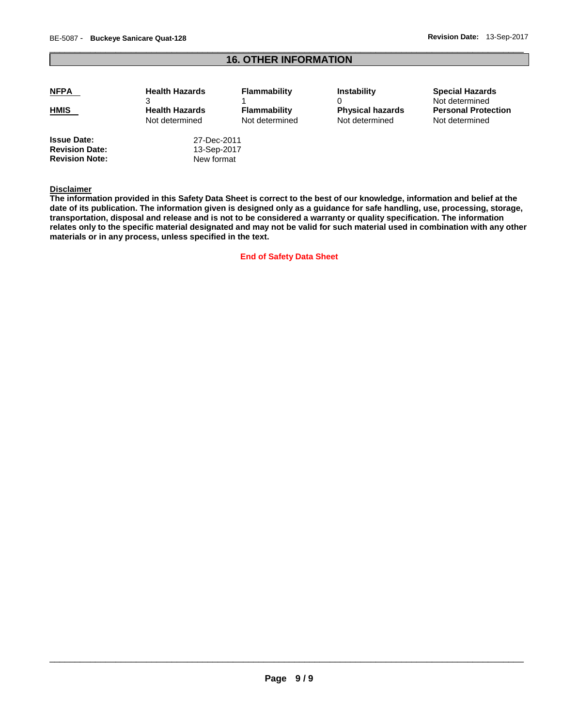## 16. OTHER INFORMATION

| | | | | |
|---|---|---|---|---|
| **NFPA** | **Health Hazards** 3 | **Flammability** 1 | **Instability** 0 | **Special Hazards** Not determined |
| **HMIS** | **Health Hazards** Not determined | **Flammability** Not determined | **Physical hazards** Not determined | **Personal Protection** Not determined |

**Issue Date:** 27-Dec-2011
**Revision Date:** 13-Sep-2017
**Revision Note:** New format

**Disclaimer**

**The information provided in this Safety Data Sheet is correct to the best of our knowledge, information and belief at the date of its publication. The information given is designed only as a guidance for safe handling, use, processing, storage, transportation, disposal and release and is not to be considered a warranty or quality specification. The information relates only to the specific material designated and may not be valid for such material used in combination with any other materials or in any process, unless specified in the text.**

**End of Safety Data Sheet**